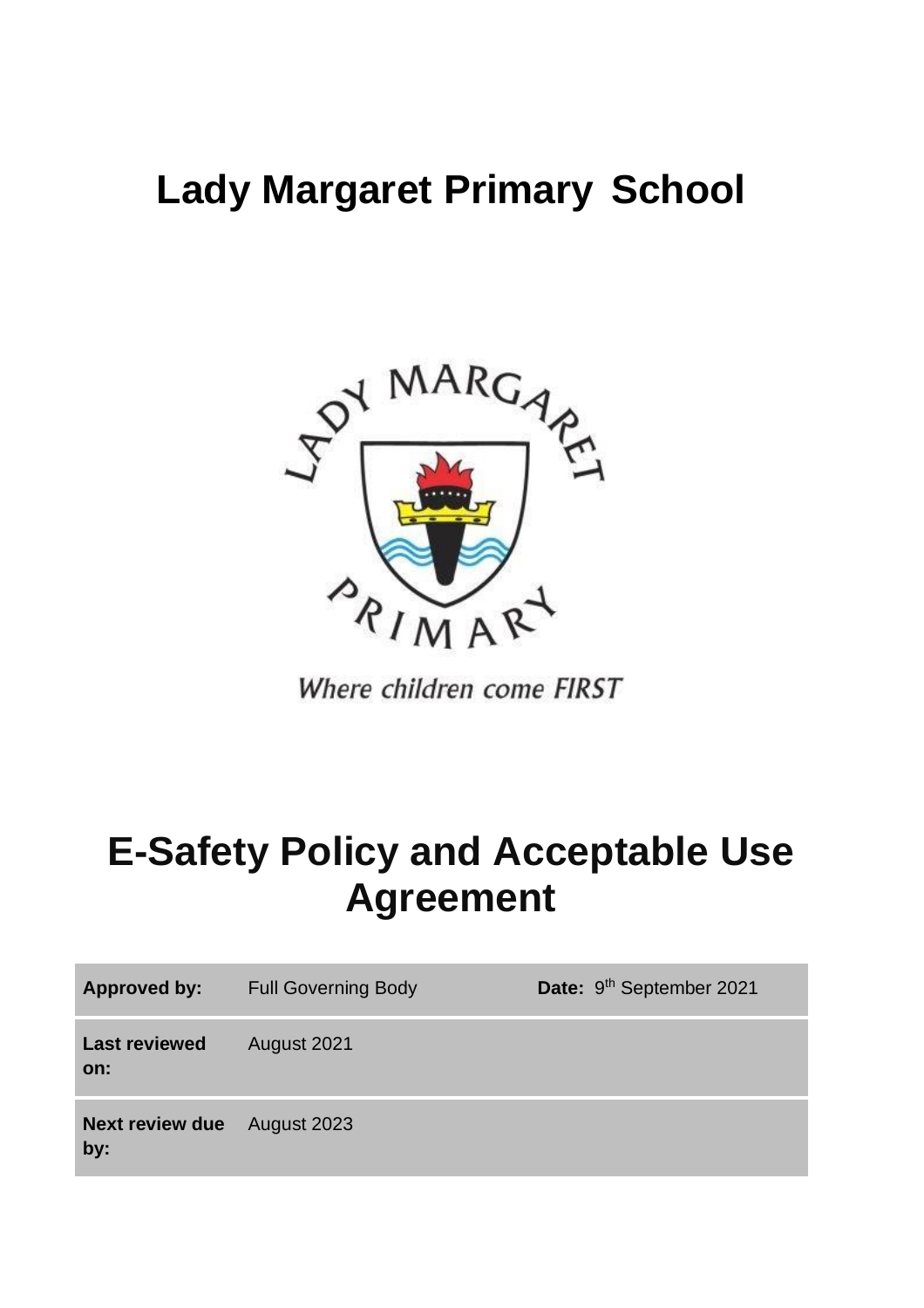# Lady Margaret Primary School

Where children come FIRST

# E-Safety Policy and Acceptable Use Agreement

| **Approved by:** | Full Governing Body | **Date:** 9th September 2021 |
|---|---|---|
| **Last reviewed on:** | August 2021 | |
| **Next review due by:** | August 2023 | |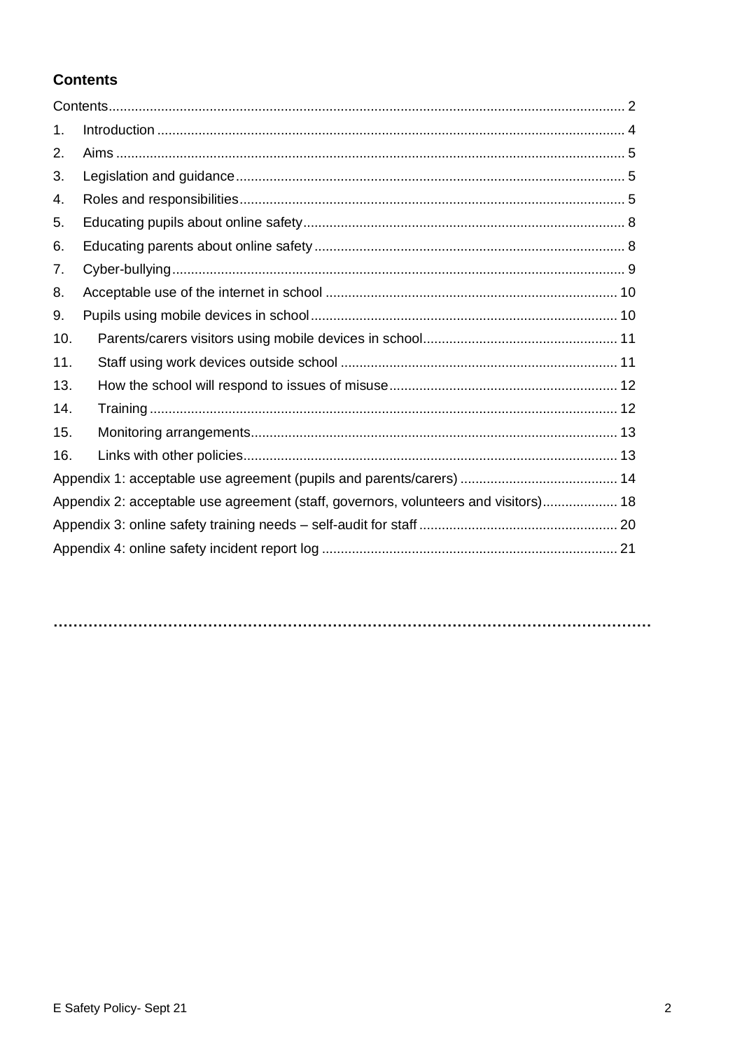## Contents

Contents .......... 2

1. Introduction .......... 4
2. Aims .......... 5
3. Legislation and guidance .......... 5
4. Roles and responsibilities .......... 5
5. Educating pupils about online safety .......... 8
6. Educating parents about online safety .......... 8
7. Cyber-bullying .......... 9
8. Acceptable use of the internet in school .......... 10
9. Pupils using mobile devices in school .......... 10
10. Parents/carers visitors using mobile devices in school .......... 11
11. Staff using work devices outside school .......... 11
13. How the school will respond to issues of misuse .......... 12
14. Training .......... 12
15. Monitoring arrangements .......... 13
16. Links with other policies .......... 13

Appendix 1: acceptable use agreement (pupils and parents/carers) .......... 14

Appendix 2: acceptable use agreement (staff, governors, volunteers and visitors) .......... 18

Appendix 3: online safety training needs – self-audit for staff .......... 20

Appendix 4: online safety incident report log .......... 21

………………………………………………………………………………………………………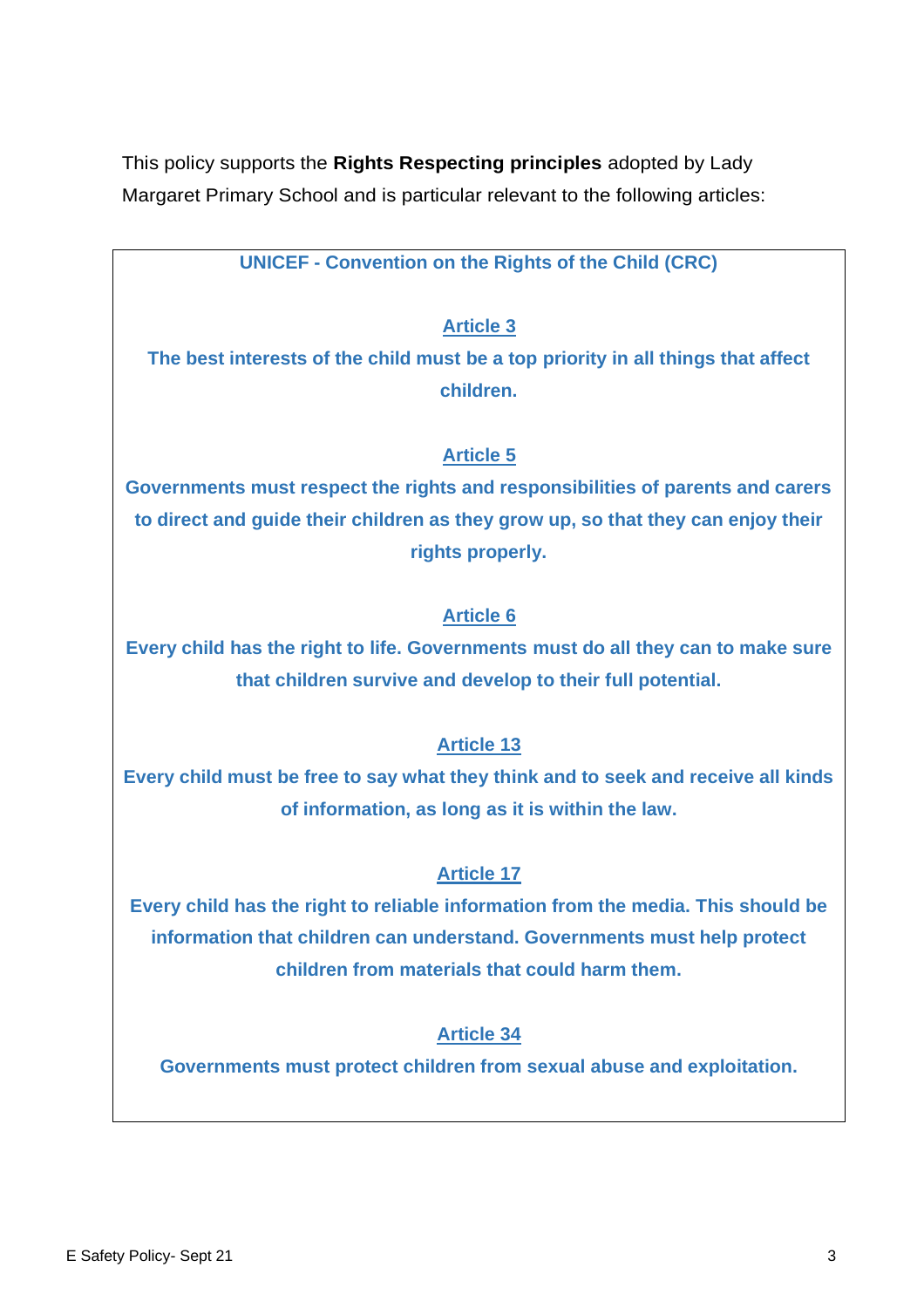This policy supports the **Rights Respecting principles** adopted by Lady Margaret Primary School and is particular relevant to the following articles:

**UNICEF - Convention on the Rights of the Child (CRC)**

**Article 3**

**The best interests of the child must be a top priority in all things that affect children.**

**Article 5**

**Governments must respect the rights and responsibilities of parents and carers to direct and guide their children as they grow up, so that they can enjoy their rights properly.**

**Article 6**

**Every child has the right to life. Governments must do all they can to make sure that children survive and develop to their full potential.**

**Article 13**

**Every child must be free to say what they think and to seek and receive all kinds of information, as long as it is within the law.**

**Article 17**

**Every child has the right to reliable information from the media. This should be information that children can understand. Governments must help protect children from materials that could harm them.**

**Article 34**

**Governments must protect children from sexual abuse and exploitation.**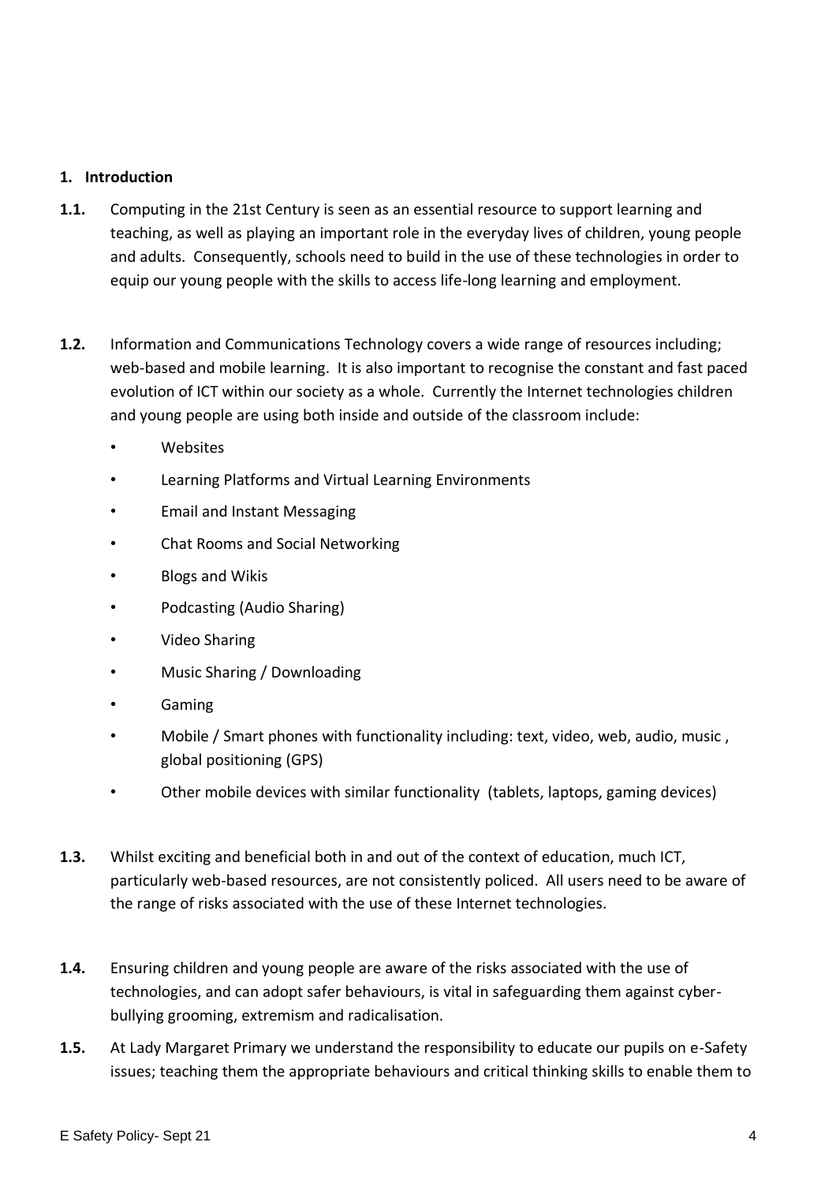## 1. Introduction

**1.1.** Computing in the 21st Century is seen as an essential resource to support learning and teaching, as well as playing an important role in the everyday lives of children, young people and adults. Consequently, schools need to build in the use of these technologies in order to equip our young people with the skills to access life-long learning and employment.

**1.2.** Information and Communications Technology covers a wide range of resources including; web-based and mobile learning. It is also important to recognise the constant and fast paced evolution of ICT within our society as a whole. Currently the Internet technologies children and young people are using both inside and outside of the classroom include:

- Websites
- Learning Platforms and Virtual Learning Environments
- Email and Instant Messaging
- Chat Rooms and Social Networking
- Blogs and Wikis
- Podcasting (Audio Sharing)
- Video Sharing
- Music Sharing / Downloading
- Gaming
- Mobile / Smart phones with functionality including: text, video, web, audio, music , global positioning (GPS)
- Other mobile devices with similar functionality (tablets, laptops, gaming devices)

**1.3.** Whilst exciting and beneficial both in and out of the context of education, much ICT, particularly web-based resources, are not consistently policed. All users need to be aware of the range of risks associated with the use of these Internet technologies.

**1.4.** Ensuring children and young people are aware of the risks associated with the use of technologies, and can adopt safer behaviours, is vital in safeguarding them against cyber-bullying grooming, extremism and radicalisation.

**1.5.** At Lady Margaret Primary we understand the responsibility to educate our pupils on e-Safety issues; teaching them the appropriate behaviours and critical thinking skills to enable them to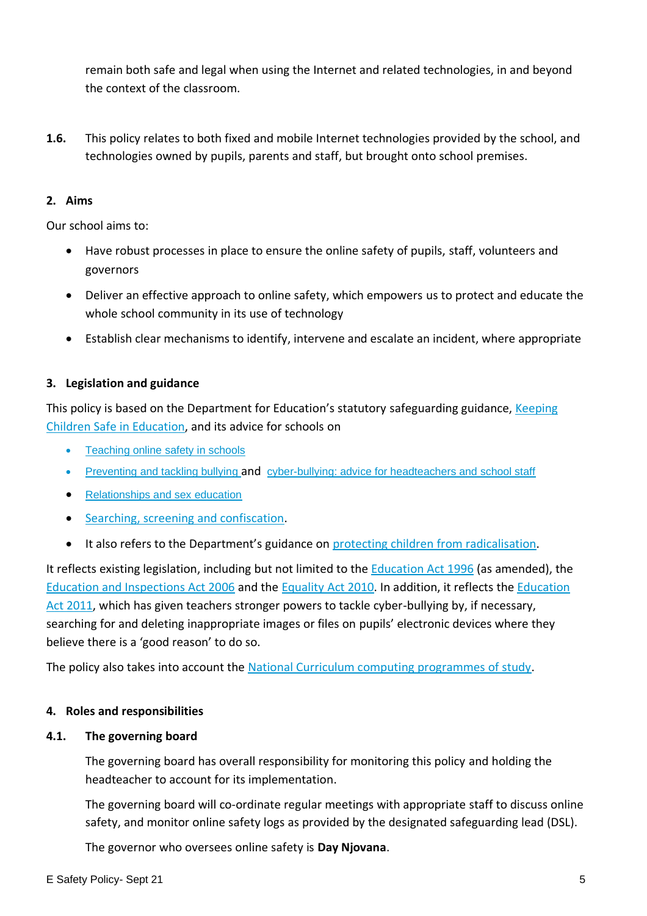remain both safe and legal when using the Internet and related technologies, in and beyond the context of the classroom.

**1.6.** This policy relates to both fixed and mobile Internet technologies provided by the school, and technologies owned by pupils, parents and staff, but brought onto school premises.

## 2. Aims

Our school aims to:

- Have robust processes in place to ensure the online safety of pupils, staff, volunteers and governors
- Deliver an effective approach to online safety, which empowers us to protect and educate the whole school community in its use of technology
- Establish clear mechanisms to identify, intervene and escalate an incident, where appropriate

## 3. Legislation and guidance

This policy is based on the Department for Education's statutory safeguarding guidance, Keeping Children Safe in Education, and its advice for schools on

- Teaching online safety in schools
- Preventing and tackling bullying and cyber-bullying: advice for headteachers and school staff
- Relationships and sex education
- Searching, screening and confiscation.
- It also refers to the Department's guidance on protecting children from radicalisation.

It reflects existing legislation, including but not limited to the Education Act 1996 (as amended), the Education and Inspections Act 2006 and the Equality Act 2010. In addition, it reflects the Education Act 2011, which has given teachers stronger powers to tackle cyber-bullying by, if necessary, searching for and deleting inappropriate images or files on pupils' electronic devices where they believe there is a 'good reason' to do so.

The policy also takes into account the National Curriculum computing programmes of study.

## 4. Roles and responsibilities

### 4.1. The governing board

The governing board has overall responsibility for monitoring this policy and holding the headteacher to account for its implementation.

The governing board will co-ordinate regular meetings with appropriate staff to discuss online safety, and monitor online safety logs as provided by the designated safeguarding lead (DSL).

The governor who oversees online safety is **Day Njovana**.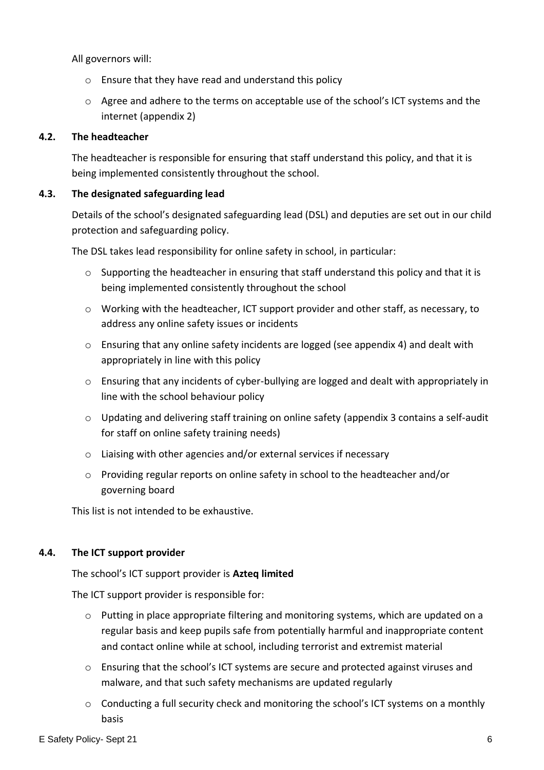All governors will:

- Ensure that they have read and understand this policy
- Agree and adhere to the terms on acceptable use of the school's ICT systems and the internet (appendix 2)

### 4.2. The headteacher

The headteacher is responsible for ensuring that staff understand this policy, and that it is being implemented consistently throughout the school.

### 4.3. The designated safeguarding lead

Details of the school's designated safeguarding lead (DSL) and deputies are set out in our child protection and safeguarding policy.

The DSL takes lead responsibility for online safety in school, in particular:

- Supporting the headteacher in ensuring that staff understand this policy and that it is being implemented consistently throughout the school
- Working with the headteacher, ICT support provider and other staff, as necessary, to address any online safety issues or incidents
- Ensuring that any online safety incidents are logged (see appendix 4) and dealt with appropriately in line with this policy
- Ensuring that any incidents of cyber-bullying are logged and dealt with appropriately in line with the school behaviour policy
- Updating and delivering staff training on online safety (appendix 3 contains a self-audit for staff on online safety training needs)
- Liaising with other agencies and/or external services if necessary
- Providing regular reports on online safety in school to the headteacher and/or governing board

This list is not intended to be exhaustive.

### 4.4. The ICT support provider

The school's ICT support provider is **Azteq limited**

The ICT support provider is responsible for:

- Putting in place appropriate filtering and monitoring systems, which are updated on a regular basis and keep pupils safe from potentially harmful and inappropriate content and contact online while at school, including terrorist and extremist material
- Ensuring that the school's ICT systems are secure and protected against viruses and malware, and that such safety mechanisms are updated regularly
- Conducting a full security check and monitoring the school's ICT systems on a monthly basis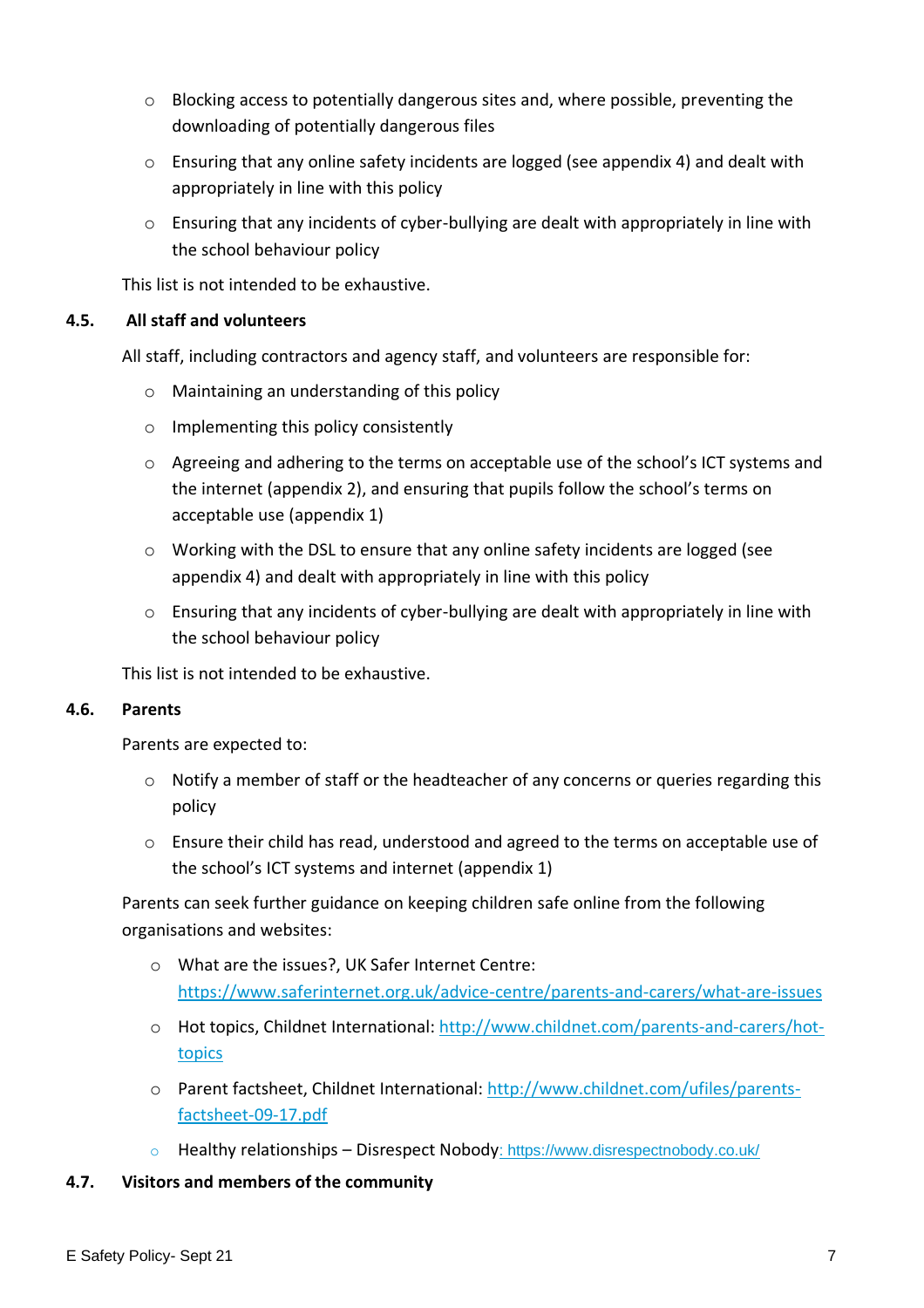- Blocking access to potentially dangerous sites and, where possible, preventing the downloading of potentially dangerous files
- Ensuring that any online safety incidents are logged (see appendix 4) and dealt with appropriately in line with this policy
- Ensuring that any incidents of cyber-bullying are dealt with appropriately in line with the school behaviour policy

This list is not intended to be exhaustive.

### 4.5. All staff and volunteers

All staff, including contractors and agency staff, and volunteers are responsible for:

- Maintaining an understanding of this policy
- Implementing this policy consistently
- Agreeing and adhering to the terms on acceptable use of the school's ICT systems and the internet (appendix 2), and ensuring that pupils follow the school's terms on acceptable use (appendix 1)
- Working with the DSL to ensure that any online safety incidents are logged (see appendix 4) and dealt with appropriately in line with this policy
- Ensuring that any incidents of cyber-bullying are dealt with appropriately in line with the school behaviour policy

This list is not intended to be exhaustive.

### 4.6. Parents

Parents are expected to:

- Notify a member of staff or the headteacher of any concerns or queries regarding this policy
- Ensure their child has read, understood and agreed to the terms on acceptable use of the school's ICT systems and internet (appendix 1)

Parents can seek further guidance on keeping children safe online from the following organisations and websites:

- What are the issues?, UK Safer Internet Centre: [https://www.saferinternet.org.uk/advice-centre/parents-and-carers/what-are-issues](https://www.saferinternet.org.uk/advice-centre/parents-and-carers/what-are-issues)
- Hot topics, Childnet International: [http://www.childnet.com/parents-and-carers/hot-topics](http://www.childnet.com/parents-and-carers/hot-topics)
- Parent factsheet, Childnet International: [http://www.childnet.com/ufiles/parents-factsheet-09-17.pdf](http://www.childnet.com/ufiles/parents-factsheet-09-17.pdf)
- Healthy relationships – Disrespect Nobody: [https://www.disrespectnobody.co.uk/](https://www.disrespectnobody.co.uk/)

### 4.7. Visitors and members of the community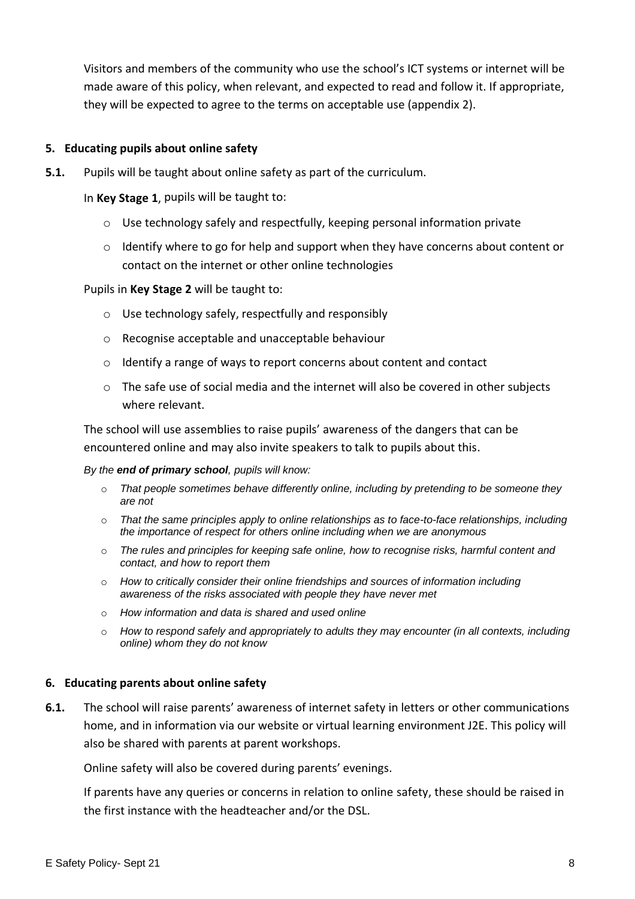Visitors and members of the community who use the school's ICT systems or internet will be made aware of this policy, when relevant, and expected to read and follow it. If appropriate, they will be expected to agree to the terms on acceptable use (appendix 2).

## 5. Educating pupils about online safety

**5.1.** Pupils will be taught about online safety as part of the curriculum.

In **Key Stage 1**, pupils will be taught to:

- Use technology safely and respectfully, keeping personal information private
- Identify where to go for help and support when they have concerns about content or contact on the internet or other online technologies

Pupils in **Key Stage 2** will be taught to:

- Use technology safely, respectfully and responsibly
- Recognise acceptable and unacceptable behaviour
- Identify a range of ways to report concerns about content and contact
- The safe use of social media and the internet will also be covered in other subjects where relevant.

The school will use assemblies to raise pupils' awareness of the dangers that can be encountered online and may also invite speakers to talk to pupils about this.

*By the **end of primary school**, pupils will know:*

- *That people sometimes behave differently online, including by pretending to be someone they are not*
- *That the same principles apply to online relationships as to face-to-face relationships, including the importance of respect for others online including when we are anonymous*
- *The rules and principles for keeping safe online, how to recognise risks, harmful content and contact, and how to report them*
- *How to critically consider their online friendships and sources of information including awareness of the risks associated with people they have never met*
- *How information and data is shared and used online*
- *How to respond safely and appropriately to adults they may encounter (in all contexts, including online) whom they do not know*

## 6. Educating parents about online safety

**6.1.** The school will raise parents' awareness of internet safety in letters or other communications home, and in information via our website or virtual learning environment J2E. This policy will also be shared with parents at parent workshops.

Online safety will also be covered during parents' evenings.

If parents have any queries or concerns in relation to online safety, these should be raised in the first instance with the headteacher and/or the DSL.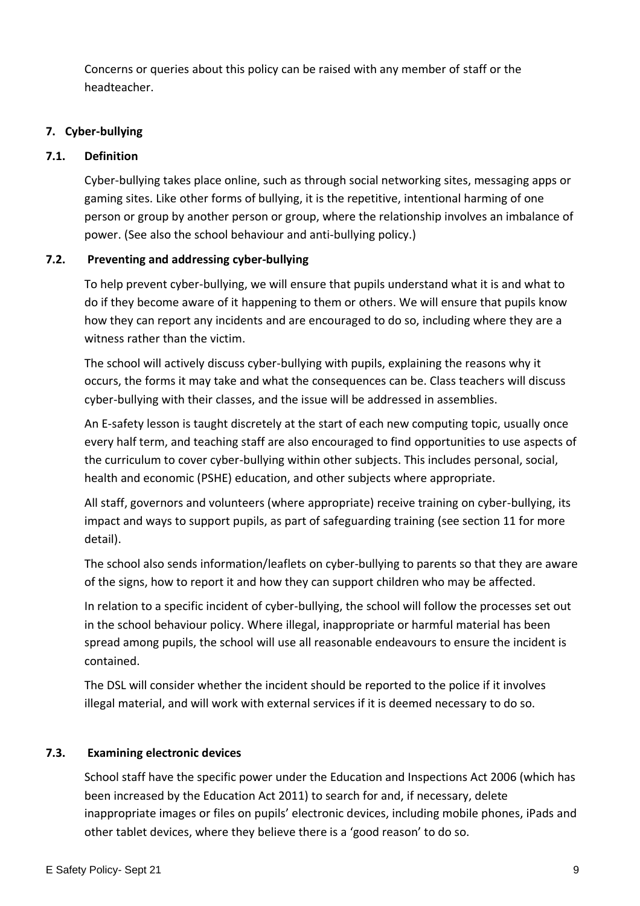Concerns or queries about this policy can be raised with any member of staff or the headteacher.

## 7. Cyber-bullying

### 7.1. Definition

Cyber-bullying takes place online, such as through social networking sites, messaging apps or gaming sites. Like other forms of bullying, it is the repetitive, intentional harming of one person or group by another person or group, where the relationship involves an imbalance of power. (See also the school behaviour and anti-bullying policy.)

### 7.2. Preventing and addressing cyber-bullying

To help prevent cyber-bullying, we will ensure that pupils understand what it is and what to do if they become aware of it happening to them or others. We will ensure that pupils know how they can report any incidents and are encouraged to do so, including where they are a witness rather than the victim.

The school will actively discuss cyber-bullying with pupils, explaining the reasons why it occurs, the forms it may take and what the consequences can be. Class teachers will discuss cyber-bullying with their classes, and the issue will be addressed in assemblies.

An E-safety lesson is taught discretely at the start of each new computing topic, usually once every half term, and teaching staff are also encouraged to find opportunities to use aspects of the curriculum to cover cyber-bullying within other subjects. This includes personal, social, health and economic (PSHE) education, and other subjects where appropriate.

All staff, governors and volunteers (where appropriate) receive training on cyber-bullying, its impact and ways to support pupils, as part of safeguarding training (see section 11 for more detail).

The school also sends information/leaflets on cyber-bullying to parents so that they are aware of the signs, how to report it and how they can support children who may be affected.

In relation to a specific incident of cyber-bullying, the school will follow the processes set out in the school behaviour policy. Where illegal, inappropriate or harmful material has been spread among pupils, the school will use all reasonable endeavours to ensure the incident is contained.

The DSL will consider whether the incident should be reported to the police if it involves illegal material, and will work with external services if it is deemed necessary to do so.

### 7.3. Examining electronic devices

School staff have the specific power under the Education and Inspections Act 2006 (which has been increased by the Education Act 2011) to search for and, if necessary, delete inappropriate images or files on pupils' electronic devices, including mobile phones, iPads and other tablet devices, where they believe there is a 'good reason' to do so.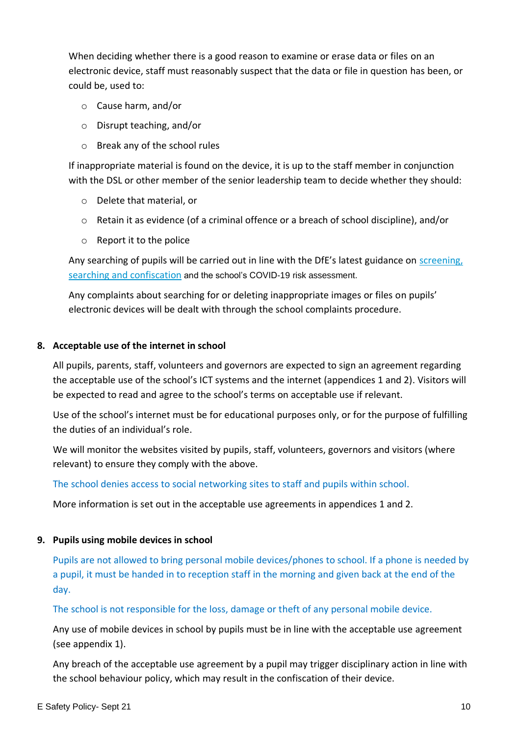When deciding whether there is a good reason to examine or erase data or files on an electronic device, staff must reasonably suspect that the data or file in question has been, or could be, used to:

- Cause harm, and/or
- Disrupt teaching, and/or
- Break any of the school rules

If inappropriate material is found on the device, it is up to the staff member in conjunction with the DSL or other member of the senior leadership team to decide whether they should:

- Delete that material, or
- Retain it as evidence (of a criminal offence or a breach of school discipline), and/or
- Report it to the police

Any searching of pupils will be carried out in line with the DfE's latest guidance on [screening, searching and confiscation](screening, searching and confiscation) and the school's COVID-19 risk assessment.

Any complaints about searching for or deleting inappropriate images or files on pupils' electronic devices will be dealt with through the school complaints procedure.

## 8. Acceptable use of the internet in school

All pupils, parents, staff, volunteers and governors are expected to sign an agreement regarding the acceptable use of the school's ICT systems and the internet (appendices 1 and 2). Visitors will be expected to read and agree to the school's terms on acceptable use if relevant.

Use of the school's internet must be for educational purposes only, or for the purpose of fulfilling the duties of an individual's role.

We will monitor the websites visited by pupils, staff, volunteers, governors and visitors (where relevant) to ensure they comply with the above.

The school denies access to social networking sites to staff and pupils within school.

More information is set out in the acceptable use agreements in appendices 1 and 2.

## 9. Pupils using mobile devices in school

Pupils are not allowed to bring personal mobile devices/phones to school. If a phone is needed by a pupil, it must be handed in to reception staff in the morning and given back at the end of the day.

The school is not responsible for the loss, damage or theft of any personal mobile device.

Any use of mobile devices in school by pupils must be in line with the acceptable use agreement (see appendix 1).

Any breach of the acceptable use agreement by a pupil may trigger disciplinary action in line with the school behaviour policy, which may result in the confiscation of their device.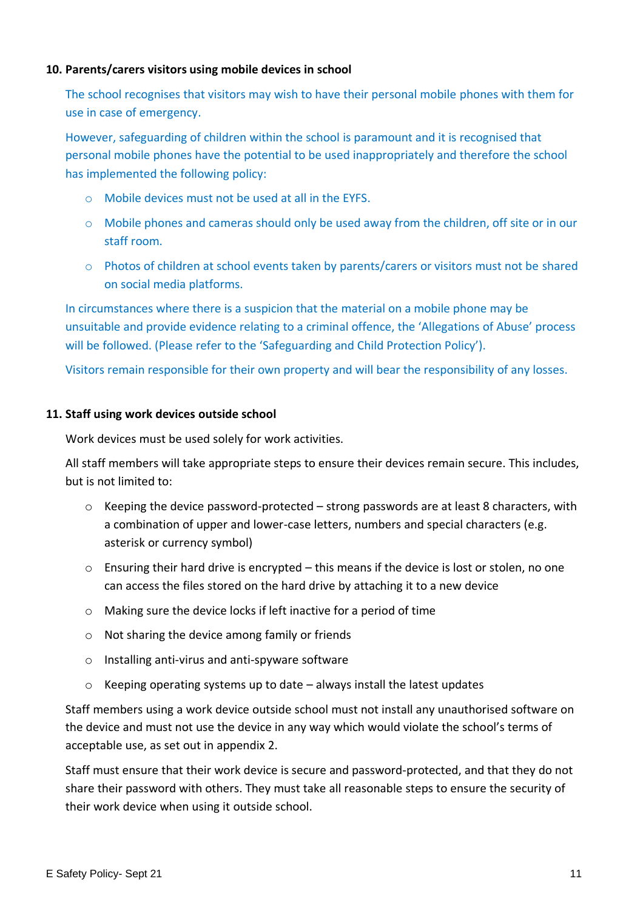**10. Parents/carers visitors using mobile devices in school**

The school recognises that visitors may wish to have their personal mobile phones with them for use in case of emergency.

However, safeguarding of children within the school is paramount and it is recognised that personal mobile phones have the potential to be used inappropriately and therefore the school has implemented the following policy:

- Mobile devices must not be used at all in the EYFS.
- Mobile phones and cameras should only be used away from the children, off site or in our staff room.
- Photos of children at school events taken by parents/carers or visitors must not be shared on social media platforms.

In circumstances where there is a suspicion that the material on a mobile phone may be unsuitable and provide evidence relating to a criminal offence, the 'Allegations of Abuse' process will be followed. (Please refer to the 'Safeguarding and Child Protection Policy').

Visitors remain responsible for their own property and will bear the responsibility of any losses.

**11. Staff using work devices outside school**

Work devices must be used solely for work activities.

All staff members will take appropriate steps to ensure their devices remain secure. This includes, but is not limited to:

- Keeping the device password-protected – strong passwords are at least 8 characters, with a combination of upper and lower-case letters, numbers and special characters (e.g. asterisk or currency symbol)
- Ensuring their hard drive is encrypted – this means if the device is lost or stolen, no one can access the files stored on the hard drive by attaching it to a new device
- Making sure the device locks if left inactive for a period of time
- Not sharing the device among family or friends
- Installing anti-virus and anti-spyware software
- Keeping operating systems up to date – always install the latest updates

Staff members using a work device outside school must not install any unauthorised software on the device and must not use the device in any way which would violate the school's terms of acceptable use, as set out in appendix 2.

Staff must ensure that their work device is secure and password-protected, and that they do not share their password with others. They must take all reasonable steps to ensure the security of their work device when using it outside school.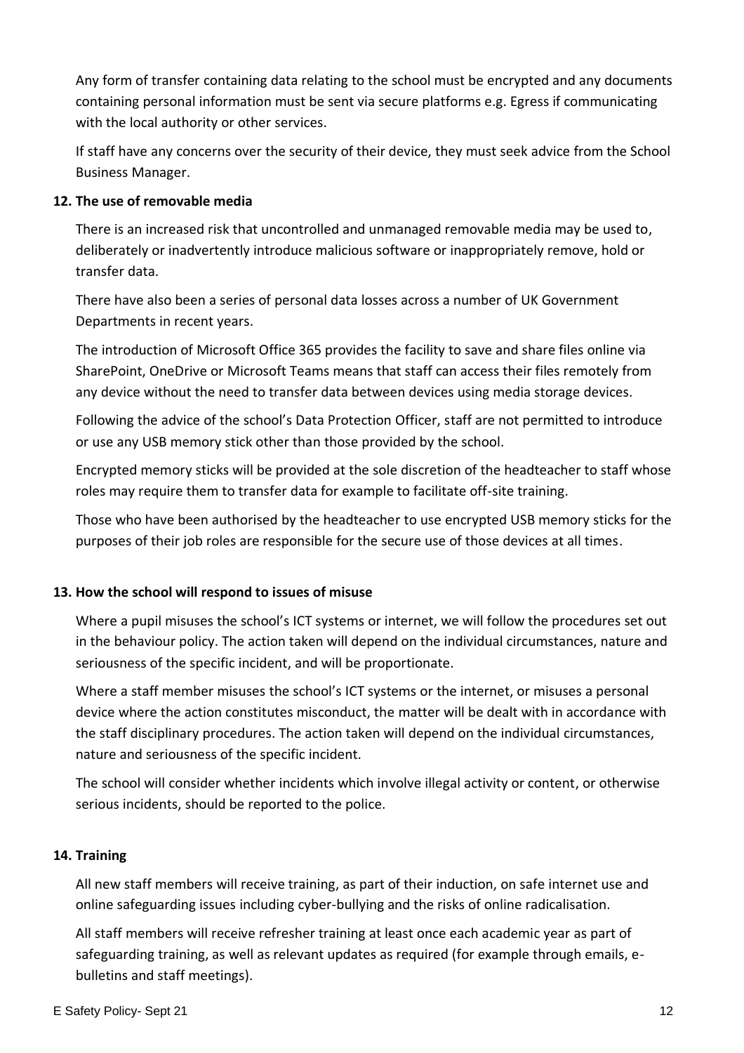Any form of transfer containing data relating to the school must be encrypted and any documents containing personal information must be sent via secure platforms e.g. Egress if communicating with the local authority or other services.

If staff have any concerns over the security of their device, they must seek advice from the School Business Manager.

## 12. The use of removable media

There is an increased risk that uncontrolled and unmanaged removable media may be used to, deliberately or inadvertently introduce malicious software or inappropriately remove, hold or transfer data.

There have also been a series of personal data losses across a number of UK Government Departments in recent years.

The introduction of Microsoft Office 365 provides the facility to save and share files online via SharePoint, OneDrive or Microsoft Teams means that staff can access their files remotely from any device without the need to transfer data between devices using media storage devices.

Following the advice of the school's Data Protection Officer, staff are not permitted to introduce or use any USB memory stick other than those provided by the school.

Encrypted memory sticks will be provided at the sole discretion of the headteacher to staff whose roles may require them to transfer data for example to facilitate off-site training.

Those who have been authorised by the headteacher to use encrypted USB memory sticks for the purposes of their job roles are responsible for the secure use of those devices at all times.

## 13. How the school will respond to issues of misuse

Where a pupil misuses the school's ICT systems or internet, we will follow the procedures set out in the behaviour policy. The action taken will depend on the individual circumstances, nature and seriousness of the specific incident, and will be proportionate.

Where a staff member misuses the school's ICT systems or the internet, or misuses a personal device where the action constitutes misconduct, the matter will be dealt with in accordance with the staff disciplinary procedures. The action taken will depend on the individual circumstances, nature and seriousness of the specific incident.

The school will consider whether incidents which involve illegal activity or content, or otherwise serious incidents, should be reported to the police.

## 14. Training

All new staff members will receive training, as part of their induction, on safe internet use and online safeguarding issues including cyber-bullying and the risks of online radicalisation.

All staff members will receive refresher training at least once each academic year as part of safeguarding training, as well as relevant updates as required (for example through emails, e-bulletins and staff meetings).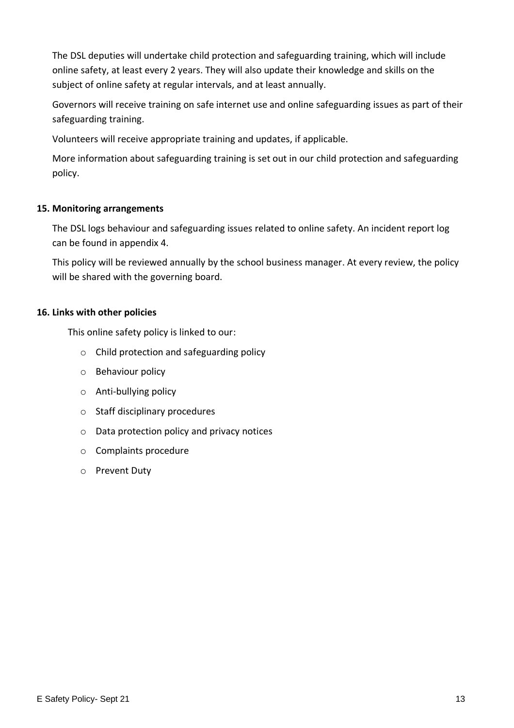The DSL deputies will undertake child protection and safeguarding training, which will include online safety, at least every 2 years. They will also update their knowledge and skills on the subject of online safety at regular intervals, and at least annually.

Governors will receive training on safe internet use and online safeguarding issues as part of their safeguarding training.

Volunteers will receive appropriate training and updates, if applicable.

More information about safeguarding training is set out in our child protection and safeguarding policy.

**15. Monitoring arrangements**

The DSL logs behaviour and safeguarding issues related to online safety. An incident report log can be found in appendix 4.

This policy will be reviewed annually by the school business manager. At every review, the policy will be shared with the governing board.

**16. Links with other policies**

This online safety policy is linked to our:

- Child protection and safeguarding policy
- Behaviour policy
- Anti-bullying policy
- Staff disciplinary procedures
- Data protection policy and privacy notices
- Complaints procedure
- Prevent Duty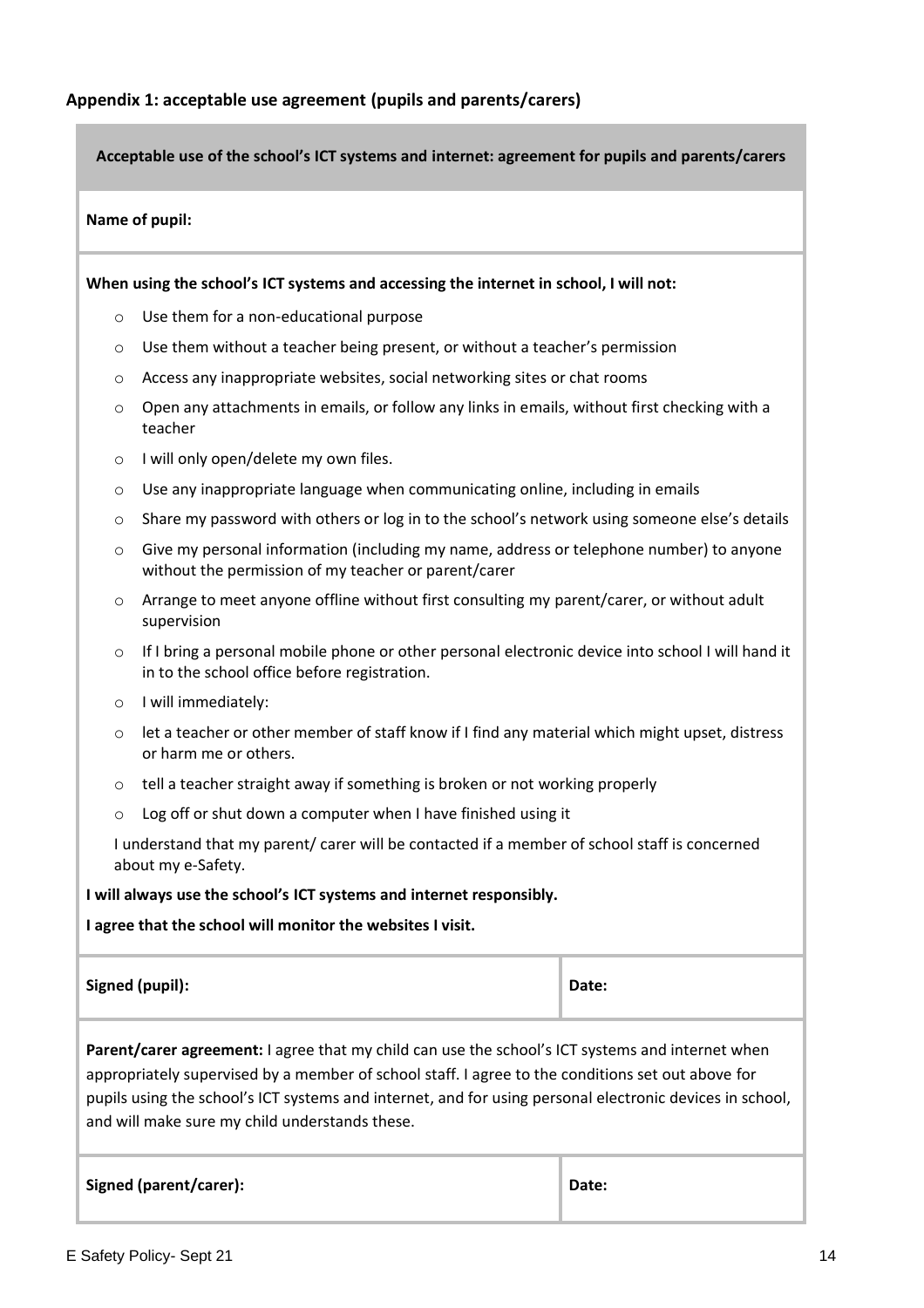### Appendix 1: acceptable use agreement (pupils and parents/carers)

| **Acceptable use of the school's ICT systems and internet: agreement for pupils and parents/carers** | |
|---|---|
| **Name of pupil:** | |
| **When using the school's ICT systems and accessing the internet in school, I will not:**<br>o Use them for a non-educational purpose<br>o Use them without a teacher being present, or without a teacher's permission<br>o Access any inappropriate websites, social networking sites or chat rooms<br>o Open any attachments in emails, or follow any links in emails, without first checking with a teacher<br>o I will only open/delete my own files.<br>o Use any inappropriate language when communicating online, including in emails<br>o Share my password with others or log in to the school's network using someone else's details<br>o Give my personal information (including my name, address or telephone number) to anyone without the permission of my teacher or parent/carer<br>o Arrange to meet anyone offline without first consulting my parent/carer, or without adult supervision<br>o If I bring a personal mobile phone or other personal electronic device into school I will hand it in to the school office before registration.<br>o I will immediately:<br>o let a teacher or other member of staff know if I find any material which might upset, distress or harm me or others.<br>o tell a teacher straight away if something is broken or not working properly<br>o Log off or shut down a computer when I have finished using it<br>I understand that my parent/ carer will be contacted if a member of school staff is concerned about my e-Safety.<br>**I will always use the school's ICT systems and internet responsibly.**<br>**I agree that the school will monitor the websites I visit.** | |
| **Signed (pupil):** | **Date:** |
| **Parent/carer agreement:** I agree that my child can use the school's ICT systems and internet when appropriately supervised by a member of school staff. I agree to the conditions set out above for pupils using the school's ICT systems and internet, and for using personal electronic devices in school, and will make sure my child understands these. | |
| **Signed (parent/carer):** | **Date:** |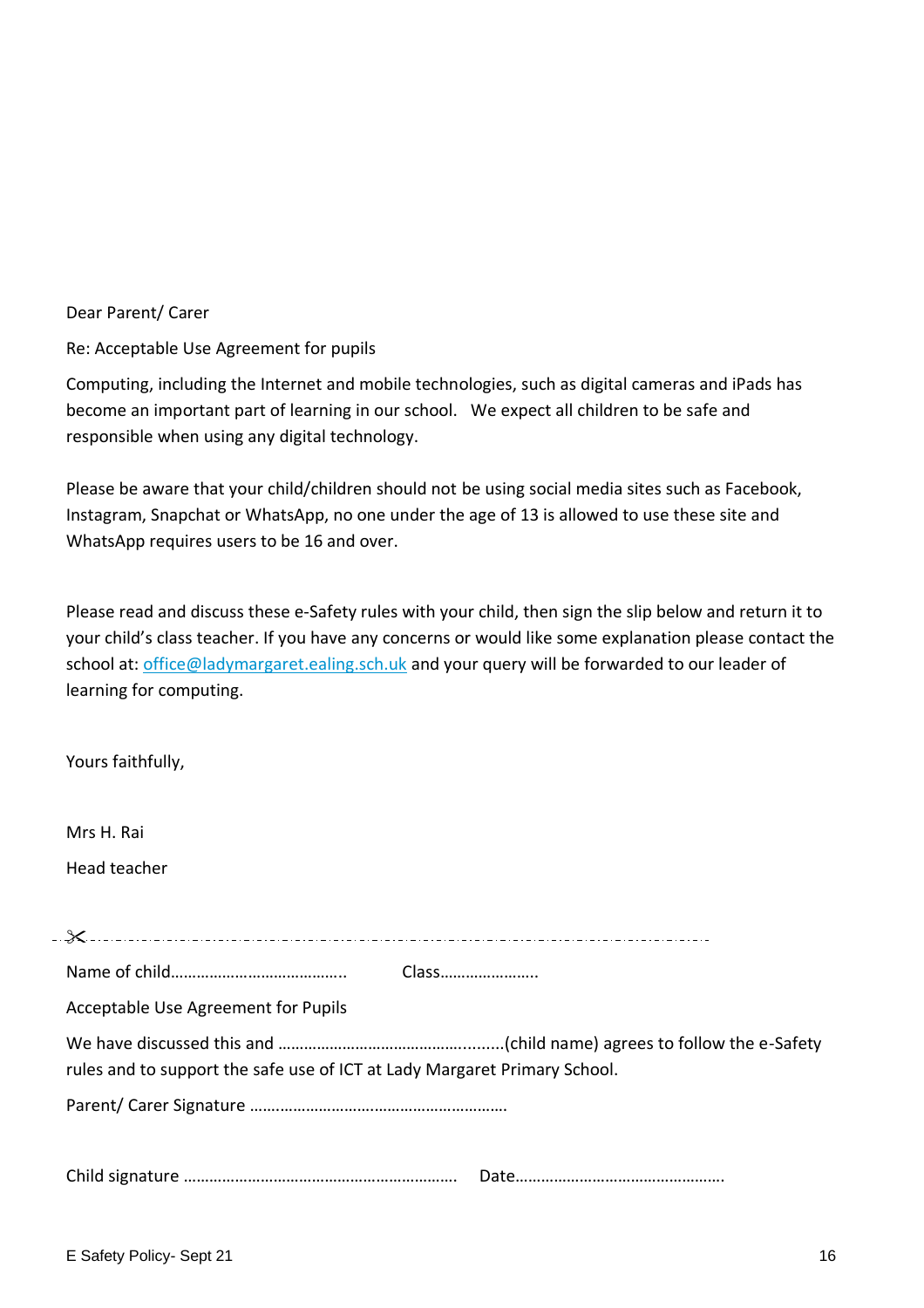Dear Parent/ Carer

Re: Acceptable Use Agreement for pupils

Computing, including the Internet and mobile technologies, such as digital cameras and iPads has become an important part of learning in our school. We expect all children to be safe and responsible when using any digital technology.

Please be aware that your child/children should not be using social media sites such as Facebook, Instagram, Snapchat or WhatsApp, no one under the age of 13 is allowed to use these site and WhatsApp requires users to be 16 and over.

Please read and discuss these e-Safety rules with your child, then sign the slip below and return it to your child's class teacher. If you have any concerns or would like some explanation please contact the school at: [office@ladymargaret.ealing.sch.uk](mailto:office@ladymargaret.ealing.sch.uk) and your query will be forwarded to our leader of learning for computing.

Yours faithfully,

Mrs H. Rai

Head teacher

✂ - - - - - - - - - - - - - - - - - - - - - - - - - - - - - - - - - - - - - - - - - - - - - - - - - - - - - - - - - - - - - - - - -

Name of child………………………………….. Class…………………..

Acceptable Use Agreement for Pupils

We have discussed this and …………………………………….........(child name) agrees to follow the e-Safety rules and to support the safe use of ICT at Lady Margaret Primary School.

Parent/ Carer Signature …………………………………………………

Child signature ……………………………………………………… Date………………………………………….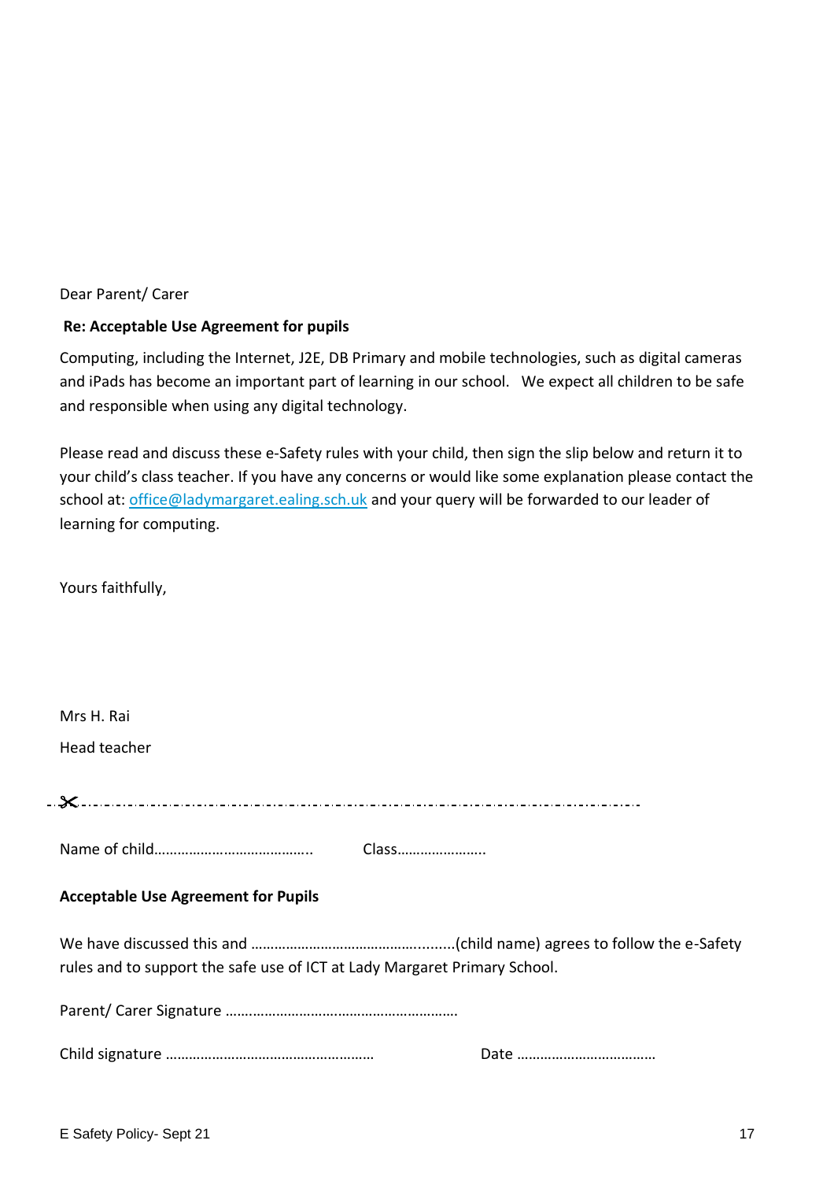Dear Parent/ Carer

**Re: Acceptable Use Agreement for pupils**

Computing, including the Internet, J2E, DB Primary and mobile technologies, such as digital cameras and iPads has become an important part of learning in our school. We expect all children to be safe and responsible when using any digital technology.

Please read and discuss these e-Safety rules with your child, then sign the slip below and return it to your child's class teacher. If you have any concerns or would like some explanation please contact the school at: office@ladymargaret.ealing.sch.uk and your query will be forwarded to our leader of learning for computing.

Yours faithfully,

Mrs H. Rai

Head teacher

✂------------------------------------------------------------------------------------------------

Name of child………………………………….. Class…………………..

**Acceptable Use Agreement for Pupils**

We have discussed this and …………………………………….........(child name) agrees to follow the e-Safety rules and to support the safe use of ICT at Lady Margaret Primary School.

Parent/ Carer Signature …………………………………………………….

Child signature ……………………………………………… Date ………………………………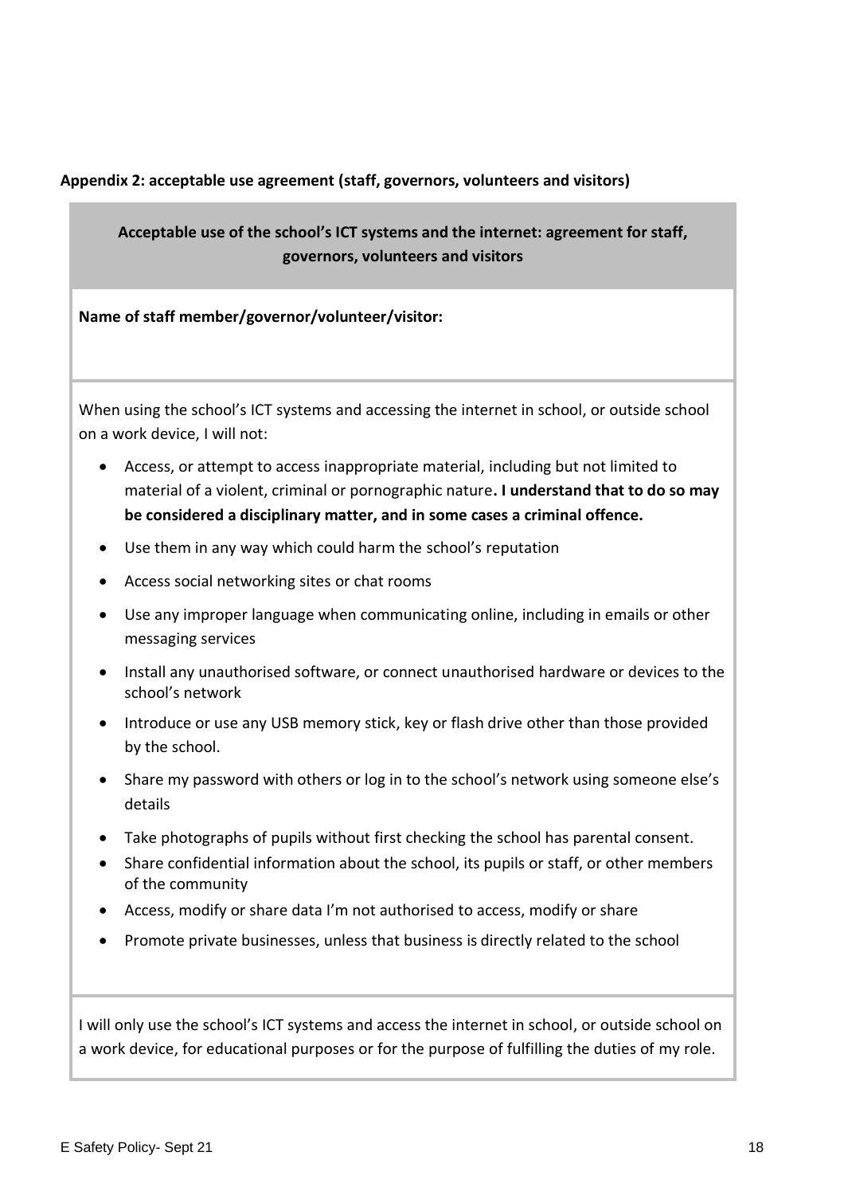**Appendix 2: acceptable use agreement (staff, governors, volunteers and visitors)**

**Acceptable use of the school's ICT systems and the internet: agreement for staff, governors, volunteers and visitors**

**Name of staff member/governor/volunteer/visitor:**

When using the school's ICT systems and accessing the internet in school, or outside school on a work device, I will not:

- Access, or attempt to access inappropriate material, including but not limited to material of a violent, criminal or pornographic nature**. I understand that to do so may be considered a disciplinary matter, and in some cases a criminal offence.**
- Use them in any way which could harm the school's reputation
- Access social networking sites or chat rooms
- Use any improper language when communicating online, including in emails or other messaging services
- Install any unauthorised software, or connect unauthorised hardware or devices to the school's network
- Introduce or use any USB memory stick, key or flash drive other than those provided by the school.
- Share my password with others or log in to the school's network using someone else's details
- Take photographs of pupils without first checking the school has parental consent.
- Share confidential information about the school, its pupils or staff, or other members of the community
- Access, modify or share data I'm not authorised to access, modify or share
- Promote private businesses, unless that business is directly related to the school

I will only use the school's ICT systems and access the internet in school, or outside school on a work device, for educational purposes or for the purpose of fulfilling the duties of my role.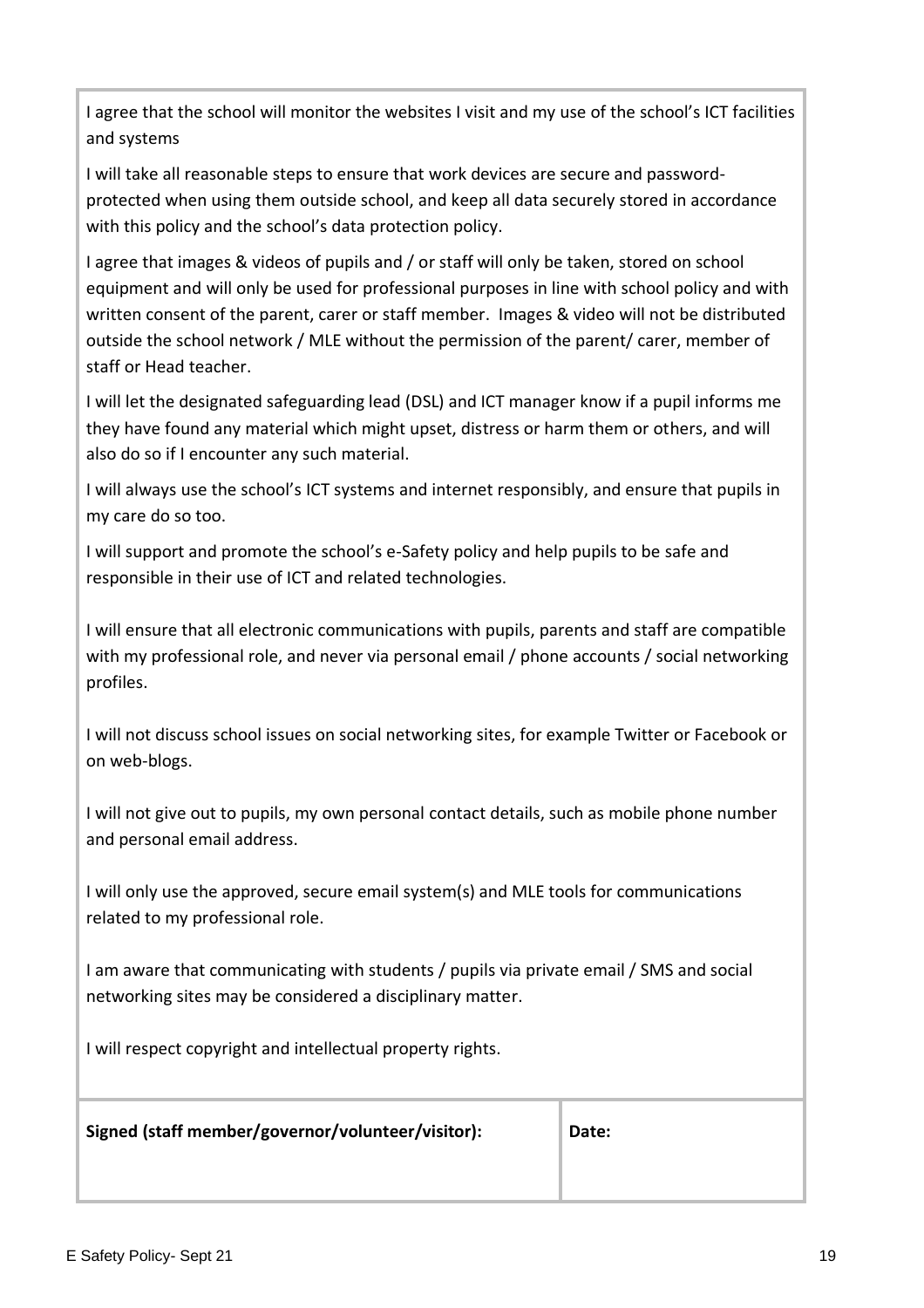I agree that the school will monitor the websites I visit and my use of the school's ICT facilities and systems

I will take all reasonable steps to ensure that work devices are secure and password-protected when using them outside school, and keep all data securely stored in accordance with this policy and the school's data protection policy.

I agree that images & videos of pupils and / or staff will only be taken, stored on school equipment and will only be used for professional purposes in line with school policy and with written consent of the parent, carer or staff member. Images & video will not be distributed outside the school network / MLE without the permission of the parent/ carer, member of staff or Head teacher.

I will let the designated safeguarding lead (DSL) and ICT manager know if a pupil informs me they have found any material which might upset, distress or harm them or others, and will also do so if I encounter any such material.

I will always use the school's ICT systems and internet responsibly, and ensure that pupils in my care do so too.

I will support and promote the school's e-Safety policy and help pupils to be safe and responsible in their use of ICT and related technologies.

I will ensure that all electronic communications with pupils, parents and staff are compatible with my professional role, and never via personal email / phone accounts / social networking profiles.

I will not discuss school issues on social networking sites, for example Twitter or Facebook or on web-blogs.

I will not give out to pupils, my own personal contact details, such as mobile phone number and personal email address.

I will only use the approved, secure email system(s) and MLE tools for communications related to my professional role.

I am aware that communicating with students / pupils via private email / SMS and social networking sites may be considered a disciplinary matter.

I will respect copyright and intellectual property rights.

| **Signed (staff member/governor/volunteer/visitor):** | **Date:** |
| --- | --- |
| | |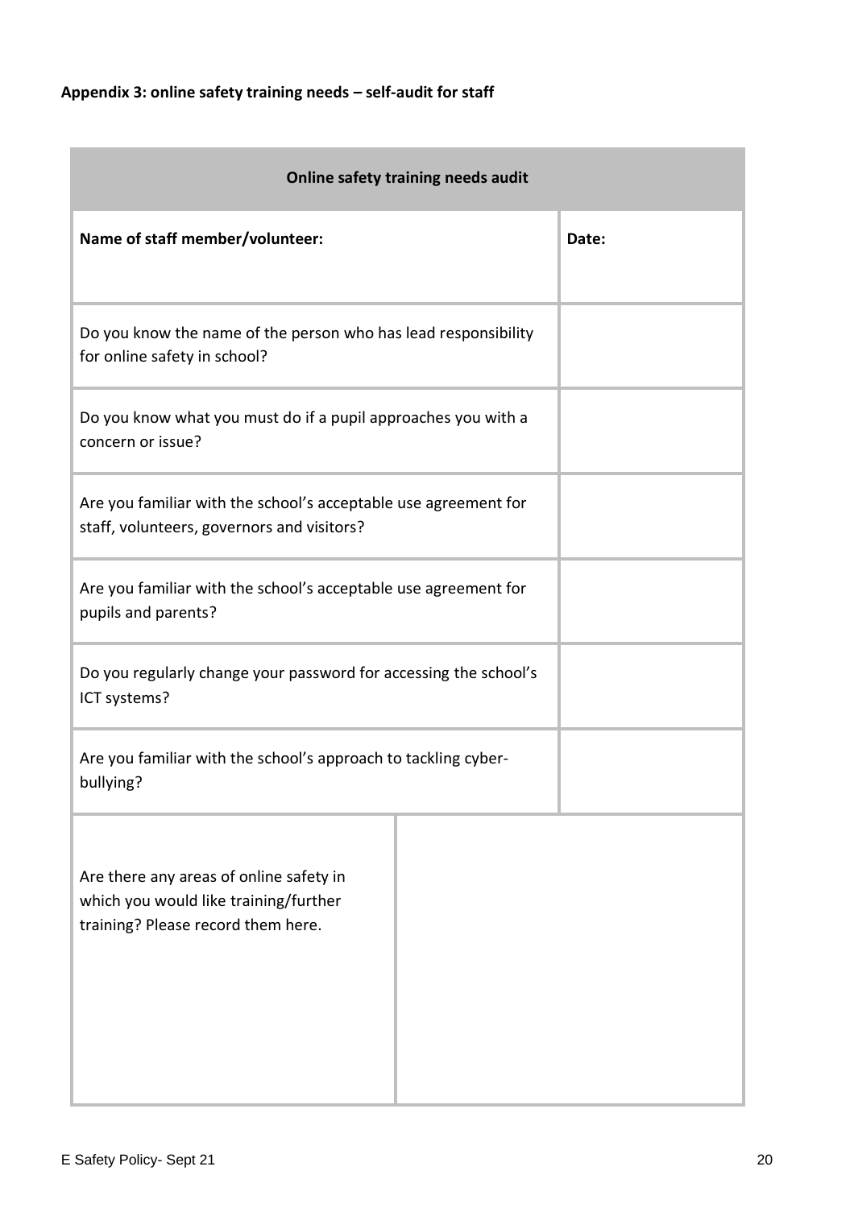**Appendix 3: online safety training needs – self-audit for staff**

| **Online safety training needs audit** | |
|---|---|
| **Name of staff member/volunteer:** | **Date:** |
| Do you know the name of the person who has lead responsibility for online safety in school? | |
| Do you know what you must do if a pupil approaches you with a concern or issue? | |
| Are you familiar with the school's acceptable use agreement for staff, volunteers, governors and visitors? | |
| Are you familiar with the school's acceptable use agreement for pupils and parents? | |
| Do you regularly change your password for accessing the school's ICT systems? | |
| Are you familiar with the school's approach to tackling cyber-bullying? | |
| Are there any areas of online safety in which you would like training/further training? Please record them here. | |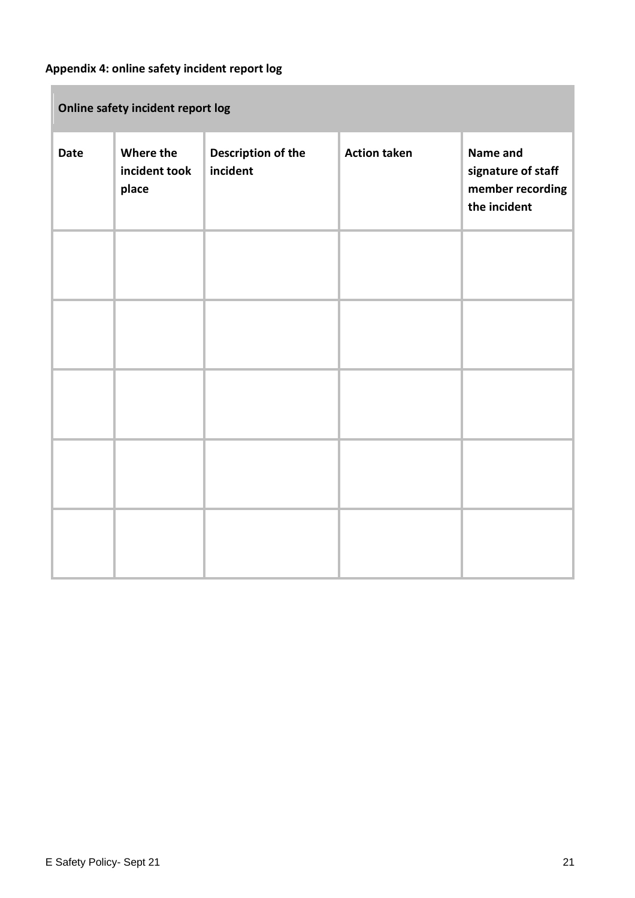**Appendix 4: online safety incident report log**

| Online safety incident report log | | | | |
|---|---|---|---|---|
| **Date** | **Where the incident took place** | **Description of the incident** | **Action taken** | **Name and signature of staff member recording the incident** |
| | | | | |
| | | | | |
| | | | | |
| | | | | |
| | | | | |